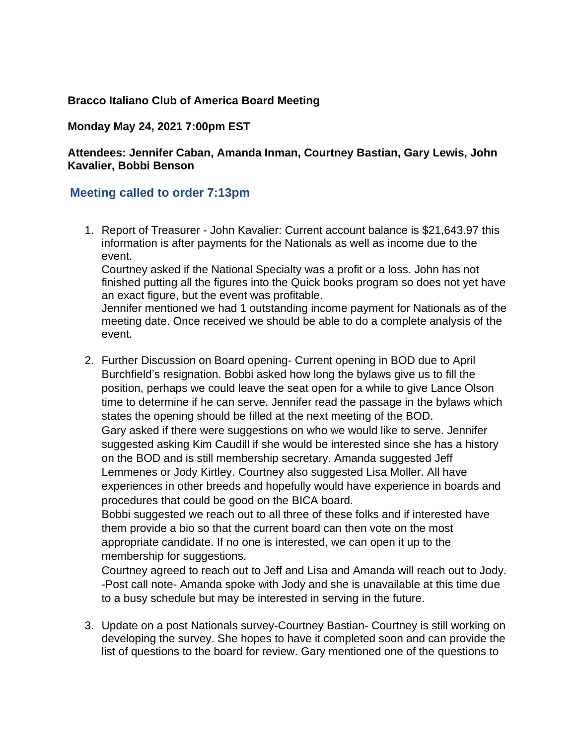**Bracco Italiano Club of America Board Meeting**

**Monday May 24, 2021 7:00pm EST**

**Attendees: Jennifer Caban, Amanda Inman, Courtney Bastian, Gary Lewis, John Kavalier, Bobbi Benson**

## Meeting called to order 7:13pm

1. Report of Treasurer - John Kavalier: Current account balance is $21,643.97 this information is after payments for the Nationals as well as income due to the event.
   Courtney asked if the National Specialty was a profit or a loss. John has not finished putting all the figures into the Quick books program so does not yet have an exact figure, but the event was profitable.
   Jennifer mentioned we had 1 outstanding income payment for Nationals as of the meeting date. Once received we should be able to do a complete analysis of the event.

2. Further Discussion on Board opening- Current opening in BOD due to April Burchfield's resignation. Bobbi asked how long the bylaws give us to fill the position, perhaps we could leave the seat open for a while to give Lance Olson time to determine if he can serve. Jennifer read the passage in the bylaws which states the opening should be filled at the next meeting of the BOD.
   Gary asked if there were suggestions on who we would like to serve. Jennifer suggested asking Kim Caudill if she would be interested since she has a history on the BOD and is still membership secretary. Amanda suggested Jeff Lemmenes or Jody Kirtley. Courtney also suggested Lisa Moller. All have experiences in other breeds and hopefully would have experience in boards and procedures that could be good on the BICA board.
   Bobbi suggested we reach out to all three of these folks and if interested have them provide a bio so that the current board can then vote on the most appropriate candidate. If no one is interested, we can open it up to the membership for suggestions.
   Courtney agreed to reach out to Jeff and Lisa and Amanda will reach out to Jody.
   -Post call note- Amanda spoke with Jody and she is unavailable at this time due to a busy schedule but may be interested in serving in the future.

3. Update on a post Nationals survey-Courtney Bastian- Courtney is still working on developing the survey. She hopes to have it completed soon and can provide the list of questions to the board for review. Gary mentioned one of the questions to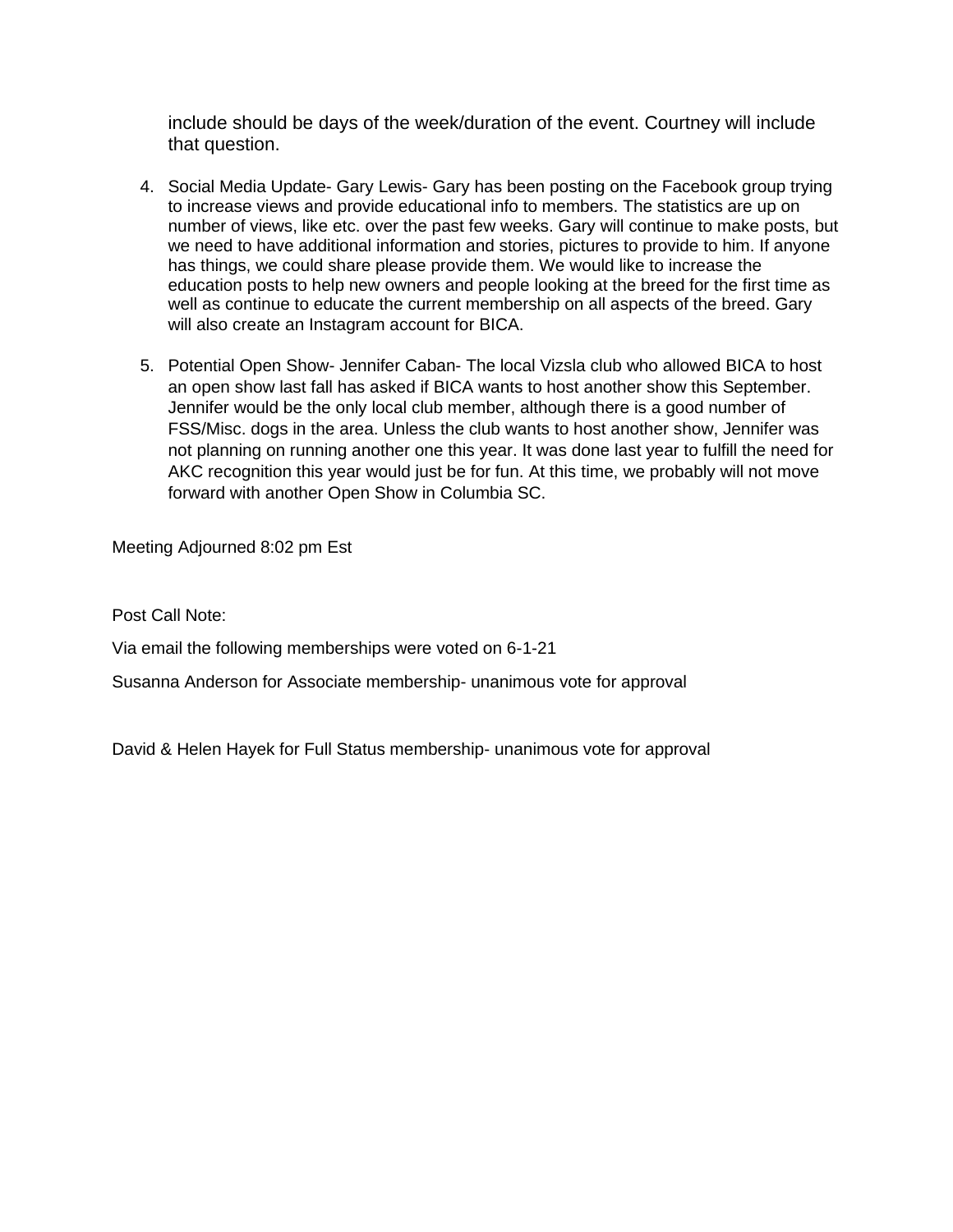include should be days of the week/duration of the event. Courtney will include that question.

4. Social Media Update- Gary Lewis- Gary has been posting on the Facebook group trying to increase views and provide educational info to members. The statistics are up on number of views, like etc. over the past few weeks. Gary will continue to make posts, but we need to have additional information and stories, pictures to provide to him. If anyone has things, we could share please provide them. We would like to increase the education posts to help new owners and people looking at the breed for the first time as well as continue to educate the current membership on all aspects of the breed. Gary will also create an Instagram account for BICA.

5. Potential Open Show- Jennifer Caban- The local Vizsla club who allowed BICA to host an open show last fall has asked if BICA wants to host another show this September. Jennifer would be the only local club member, although there is a good number of FSS/Misc. dogs in the area. Unless the club wants to host another show, Jennifer was not planning on running another one this year. It was done last year to fulfill the need for AKC recognition this year would just be for fun. At this time, we probably will not move forward with another Open Show in Columbia SC.

Meeting Adjourned 8:02 pm Est

Post Call Note:

Via email the following memberships were voted on 6-1-21

Susanna Anderson for Associate membership- unanimous vote for approval

David & Helen Hayek for Full Status membership- unanimous vote for approval